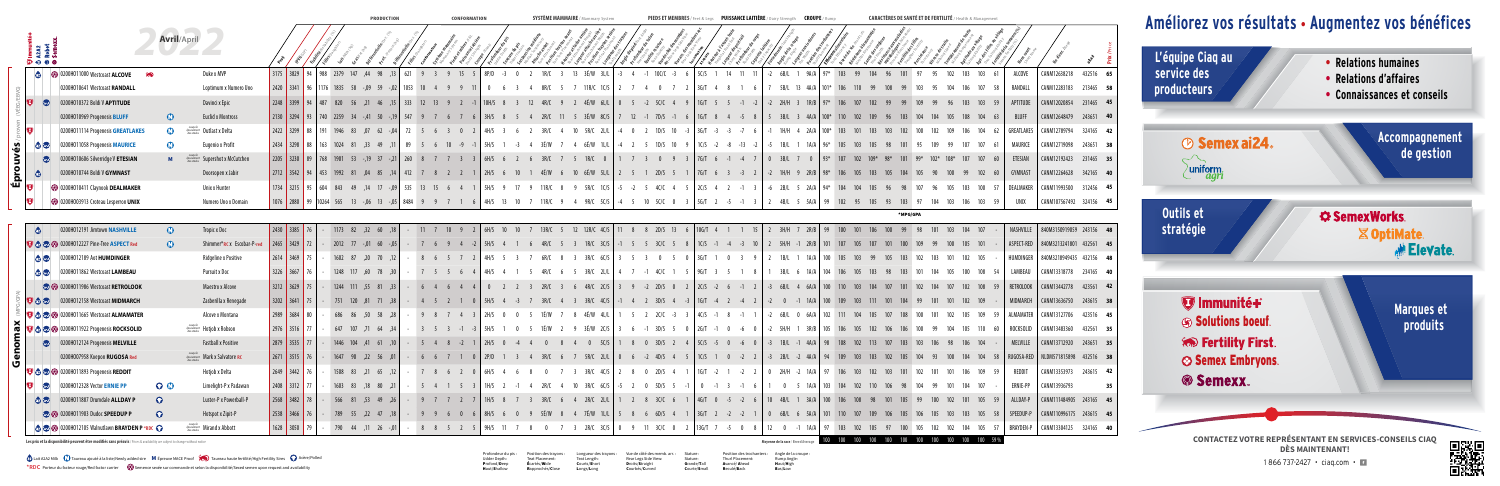# Avril/April 2022

| Section | Taureau / Bull | Père x Grand-père | Pro$ | LPI | Fiab. | Filles | Lait | Gras | Gras % | Prot. | Prot. % | Troupeaux | Conformation | Système mammaire / Pieds et membres / Puissance laitière / Croupe | Santé et fertilité | Nom court | Reg. | aAa | DMS |
|---|---|---|---|---|---|---|---|---|---|---|---|---|---|---|---|---|---|---|---|
| Éprouvés | 0200HO11000 Westcoast ALCOVE | Dukin x MVP | 3175 | 3829 | 94 | 988 | 2379 | 147 | .44 | 98 | .13 | 621 | 9 3 9 15 5 | 8P/D -3 0 2 1R/C 3 13 3E/W 3L/L -3 4 -1 10C/C -3 6 5C/S 1 14 11 11 -2 68/L 1 96/A | 97* 103 99 104 96 101 97 95 102 103 103 61 | ALCOVE | CANM12608218 | 432516 | 65 |
| Éprouvés | 0200HO10641 Westcoast RANDALL | Lopitmum x Numero Uno | 2420 | 3341 | 96 | 1176 | 1835 | 58 | -.09 | 59 | -.02 | 1033 | 18 4 9 9 11 | 0 6 3 4 6P/C 5 7 11R/C 1C/S 2 7 4 0 7 2 5G/T 4 8 1 6 7 5B/L 13 4A/A | 101* 106 110 99 100 99 103 95 104 107 58 | RANDALL | CANM12283783 | 213465 | 58 |
| Éprouvés | 0200HO10372 Baldi P APTITUDE | Doviez x Epic | 2240 | 3399 | 94 | 487 | 820 | 56 | .21 | 46 | .15 | 333 | 12 13 9 2 -1 | 10H/S 8 3 12 4R/C 9 2 4E/W 4L/L 8 5 -2 5C/C 4 9 1G/T 5 5 -1 -2 -2 2H/H 3 18/B | 97* 106 107 102 99 99 109 99 96 103 103 59 | APTITUDE | CANM12026854 | 231465 | 45 |
| Éprouvés | 0200HO10969 Progenesis BLUFF | Euclid x Montross | 2138 | 3294 | 93 | 740 | 2259 | 34 | -.41 | 50 | -.19 | 347 | 9 7 6 7 6 | 3H/S 8 5 4 2R/C 11 5 3E/W 8C/S 7 12 -1 7D/S -1 6 1G/F 8 4 -5 8 5 3B/L 3 4A/A | 100* 110 102 109 96 103 104 104 105 108 104 63 | BLUFF | CANM12648479 | 243651 | 40 |
| Éprouvés | 0200HO11114 Progenesis GREATLAKES | Outlast x Delta | 2422 | 3299 | 88 | 191 | 1946 | 83 | .07 | 62 | .04 | 72 | 5 6 3 0 2 | 4H/S 3 6 2 3R/C 4 10 5R/C 2L/L -4 0 2 1D/S 10 -3 5G/T -3 -3 -7 -6 1 1H/H 4 24/A | 108* 103 101 103 102 108 102 109 106 104 62 | GREATLAKES | CANM12799794 | 324165 | 42 |
| Éprouvés | 0200HO11058 Progenesis MAURICE | Eugenio x Profit | 2434 | 3298 | 88 | 163 | 1024 | 81 | .23 | 49 | .11 | 89 | 5 6 10 -1 | 4H/S 1 -3 4 3E/W 7 4 6E/W 1L/L -4 2 3 1D/S 10 9 1C/S -2 -8 -13 -2 -5 1B/L 1 1A/A | 96* 105 103 105 98 101 95 109 99 107 107 61 | MAURICE | CANM12779098 | 243651 | 38 |
| Éprouvés | 0200HO10686 Silverridge V ETESIAN | Superstorm x McCutchen | 2205 | 3230 | 89 | 768 | 1981 | 53 | -.19 | 37 | -.21 | 260 | 8 7 7 3 | 6H/S 6 2 6 3R/C 7 5 1R/C 8 1 7 3 0 9 3 7G/T 6 -1 -4 -7 0 3B/L 7 0 | 93* 107 102 109* 98* 101 99* 102* 108* 107 107 60 | ETESIAN | CANM12192423 | 231465 | 35 |
| Éprouvés | 0200HO10748 Baldi P GYMNAST | Doorsopen x Jabir | 2713 | 3542 | 94 | 453 | 1992 | 81 | .04 | 85 | .14 | 412 | 7 8 2 2 1 | 2H/S 6 10 1 4E/W 6 10 6E/W 5L/L 2 5 1 2D/S 5 1 7G/T 6 3 -3 -2 -2 1H/H 9 2H/B | 98* 105 103 105 104 105 90 108 99 102 60 | GYMNAST | CANM12264628 | 342165 | 40 |
| Éprouvés | 0200HO10411 Claynook DEALMAKER | Unico x Hunter | 1734 | 3215 | 95 | 604 | 843 | 49 | .14 | 17 | -.09 | 535 | 13 15 6 4 1 | 5H/S 9 17 9 11R/C 8 9 9R/C 5C/S -5 -2 5 4C/C 4 5 2C/S 4 2 -1 -3 -6 2B/L 5 2A/A | 94* 104 104 105 96 98 107 96 105 103 108 57 | DEALMAKER | CANM11993580 | 312456 | 45 |
| Éprouvés | 0200HO09913 Cinnisvo Legacree UNIX | Numero Uno x Domain | 1076 | 2888 | 99 | 10264 | 565 | 13 | -.06 | 13 | -.05 | 8484 | 9 9 7 1 6 | 4H/S 13 10 7 11R/C 9 9R/C 5C/S -4 -5 10 5C/C 8 9 5G/T 2 -5 -1 3 2 4B/L 5 5A/A | 99 102 95 105 93 103 97 104 103 106 103 59 | UNIX | CANM10767492 | 324156 | 45 |
| Genomax | 0200HO12191 Jimtown NASHVILLE | Tropics x Doc | 2430 | 3385 | 76 | | 1173 | 82 | .32 | 60 | .18 | | 11 7 18 9 2 | 6H/S 10 10 7 13R/C 5 12 12R/C 4C/S 11 8 8 2D/S 13 6 10G/T 4 1 1 15 2 3H/H 7 2H/B | 99 101 108 101 99 98 101 103 104 107 | NASHVILLE | 840M3158919059 | 243156 | 48 |
| Genomax | 0200HO12227 Pine-Tree ASPECT Red | Shimmer*RC x Escolbar-P red | 2465 | 3429 | 72 | | 2012 | 77 | -.01 | 60 | .05 | | 7 6 9 4 2 | 5H/S 4 1 6 4R/C 5 6 3R/C 5C/S -1 5 5 3C/C 5 8 1C/S -1 -4 -3 10 2 5H/H -1 2H/B | 101 107 105 107 101 100 109 99 108 105 101 | ASPECT-RED | 840M3132418001 | 432561 | 45 |
| Genomax | 0200HO12189 Aot HUMDINGER | Ridgeline x Positive | 2614 | 3469 | 75 | | 1682 | 87 | .20 | 70 | .12 | | 8 6 5 7 2 | 4H/S 5 3 7 6R/C 8 3R/C 6C/S 3 5 3 0 5 0 3G/T 1 0 3 9 2 1B/L 1 1A/A | 100 105 103 99 105 103 102 103 101 102 105 | HUMDINGER | 840M3201809435 | 432156 | 48 |
| Genomax | 0200HO11862 Westcoast LAMBEAU | Pursuit x Doc | 3226 | 3667 | 76 | | 1248 | 117 | .60 | 78 | .30 | | 7 3 5 6 4 | 4H/S 4 5 1 4R/C 6 5 2R/C 5C/S 4 -7 1 -1 4C/C 1 9 9G/T 3 5 1 8 1 3B/L 6 1A/A | 104 106 105 103 98 103 101 104 105 100 108 54 | LAMBEAU | CANM13318778 | 234165 | 40 |
| Genomax | 0200HO11986 Westcoast RETROLOOK | Maestro x Alcove | 3212 | 3629 | 75 | | 1244 | 111 | .55 | 81 | .33 | | 6 6 4 4 4 | 0 2 2 3 2R/C 3 6 4R/C 2C/S 2 -3 2D/S 8 2 2C/S -2 6 -1 -1 -3 6B/L 4 4A/A | 100 103 104 107 101 102 104 107 102 108 104 | RETROLOOK | CANM13442778 | 423561 | 42 |
| Genomax | 0200HO12158 Westcoast MIDMARCH | Zuderela x Renegade | 3202 | 3641 | 75 | | 751 | 120 | .81 | 71 | .38 | | 4 5 2 1 0 | 5H/S 4 3 7 3R/C 4 3 4R/C 4C/S -1 4 2 3D/S 4 7 1G/T -4 2 -4 2 -2 0 -1 1A/A | 100 109 103 111 101 104 99 101 101 102 109 | MIDMARCH | CANM13636750 | 243615 | 38 |
| Genomax | 0200HO11665 Westcoast ALMAWATER | Alcove x Montana | 2989 | 3684 | 80 | | 686 | 86 | .50 | 58 | .28 | | 9 8 7 4 3 | 2H/S 0 5 1E/W 7 8 4E/W 4L/L 1 5 2 2C/C -3 4 4C/S -1 -8 -1 1 -2 6B/L 6 6A/A | 102 111 104 105 107 108 108 101 102 105 109 | ALMAWATER | CANM13127706 | 423516 | 45 |
| Genomax | 0200HO11922 Progenesis ROCKSOLID | Hotjob x Robson | 2976 | 3516 | 77 | | 647 | 107 | .71 | 64 | .34 | | 3 3 -3 -1 -3 | 5H/S 1 0 5 1E/W 2 9 2E/W 2C/S 3 6 -1 3D/S 5 0 2G/T -1 0 6 0 2 5H/H 1 3H/B | 105 106 105 102 106 108 99 104 105 103 107 | ROCKSOLID | CANM13483360 | 432561 | 35 |
| Genomax | 0200HO12124 Progenesis MELVILLE | Fastball x Positive | 2879 | 3535 | 77 | | 1446 | 104 | .41 | 61 | .10 | | 5 4 8 -2 1 | 2H/S 0 4 4 0 8 4 0 5C/S 5 8 0 5D/S 2 4 5C/S -5 0 -6 0 -3 3B/L -1 4A/A | 98 108 102 113 107 103 103 106 98 106 104 | MELVILLE | CANM13712920 | 243651 | 35 |
| Genomax | 0200HO07958 Kingsrow RUGOSA Red | Marks x Salvatore RC | 2671 | 3515 | 76 | | 1647 | 90 | .22 | 56 | .10 | | 6 6 7 1 0 | 2P/D 1 3 4 3R/C 6 7 5R/C 2L/L 8 6 -2 4D/S 4 5 1C/S 1 0 2 -4 3 3B/L 2 4A/A | 99 109 103 103 102 105 104 93 108 104 58 | RUGOSA-RED | NLDM571815898 | 432516 | 38 |
| Genomax | 0200HO11893 Progenesis REDDIT | Hotjob x Delta | 2649 | 3462 | 76 | | 1108 | 83 | .21 | 65 | .12 | | 7 6 8 6 4 | 6H/S 4 6 8 0 7 3 3R/C 6C/S 2 8 0 2D/S 4 1G/T -2 -2 -1 2 0 2H/H -2 1A/A | 97 106 103 102 101 102 101 101 106 109 59 | REDDIT | CANM13353973 | 243615 | 42 |
| Genomax | 0200HO12328 Vetter ERNIE PP | Limelight-P x Rudaman | 2408 | 3312 | 77 | | 1683 | 83 | .18 | 80 | .21 | | 5 4 1 5 3 | 1H/S 2 -1 4 2R/C 4 10 3R/C 6C/S -5 2 0 3D/S 9 0 -1 3 -1 6 1 0 1 1A/A | 103 104 102 110 106 98 104 99 101 104 107 | ERNIE-PP | CANM13936793 | | 35 |
| Genomax | 0200HO11887 Dramdale ALLDAY P | Luster-P x Powerball-P | 2560 | 3482 | 78 | | 566 | 81 | .53 | 49 | .26 | | 9 7 7 2 7 | 1H/S 8 7 3 3R/C 6 4 2R/C 2L/L 2 8 3C/C 6 1 4G/T 0 -5 -6 1 -6 1B/L 1 4A/A | 100 106 108 98 101 105 99 100 102 101 105 | ALLDAY-P | CANM11484905 | 243165 | 45 |
| Genomax | 0200HO11903 Dudoc SPEEDUP P | Hotspot x Zipit-P | 2530 | 3466 | 76 | | 789 | 55 | .22 | 47 | .18 | | 9 9 6 0 6 | 8H/S 6 0 9 5E/W 8 4 7E/W 1L/L 5 8 6 6D/S 4 1 3G/T 2 -2 -2 1 0 6B/L 6 5A/A | 101 110 107 109 106 105 103 103 105 103 | SPEEDUP-P | CANM10996175 | 243615 | 45 |
| Genomax | 0200HO12105 Walnutlawn BRAYDEN P*RDC | Mirando x Abbott | 1628 | 3038 | 79 | | 790 | 44 | .31 | 26 | .01 | | 8 8 5 2 5 | 9H/S 11 7 0 7 3 2R/C 3C/S 9 9 11 3C/C 9 9 12G/T 7 -5 -8 12 0 -1 1A/A | 97 103 102 105 97 105 102 102 103 104 103 60 | BRAYDEN-P | CANM13384125 | 324165 | 40 |

*MP63/PA

Le prix et la disponibilité peuvent être modifiés sans préavis / Price & availability are subject to change without notice

Moyenne de la race / Breed Average: 100 100 100 100 100 100 100 100 100 100 100 58%

Lait A2A2 Milk · Taureau ajouté à la liste / Newly added sire · Mi-Épreuve MACE Proof · Taureau à haute fertilité / High Fertility Sires · Sexé / Sexed
*RDC Porteur du facteur rouge / Red factor carrier · Semence vendue sur commande et selon la disponibilité / Sexed semen upon request and availability

# Améliorez vos résultats • Augmentez vos bénéfices

## L'équipe Ciaq au service des producteurs

- Relations humaines
- Relations d'affaires
- Connaissances et conseils

Semex ai24. · uniform agri — **Accompagnement de gestion**

## Outils et stratégie

SemexWorks. · OptiMate. · Elevate.

## Marques et produits

Immunité+ · Solutions boeuf. · Fertility First. · Semex Embryons. · Semexx.

**CONTACTEZ VOTRE REPRÉSENTANT EN SERVICES-CONSEILS CIAQ DÈS MAINTENANT!**

1 866 737-2427 • ciaq.com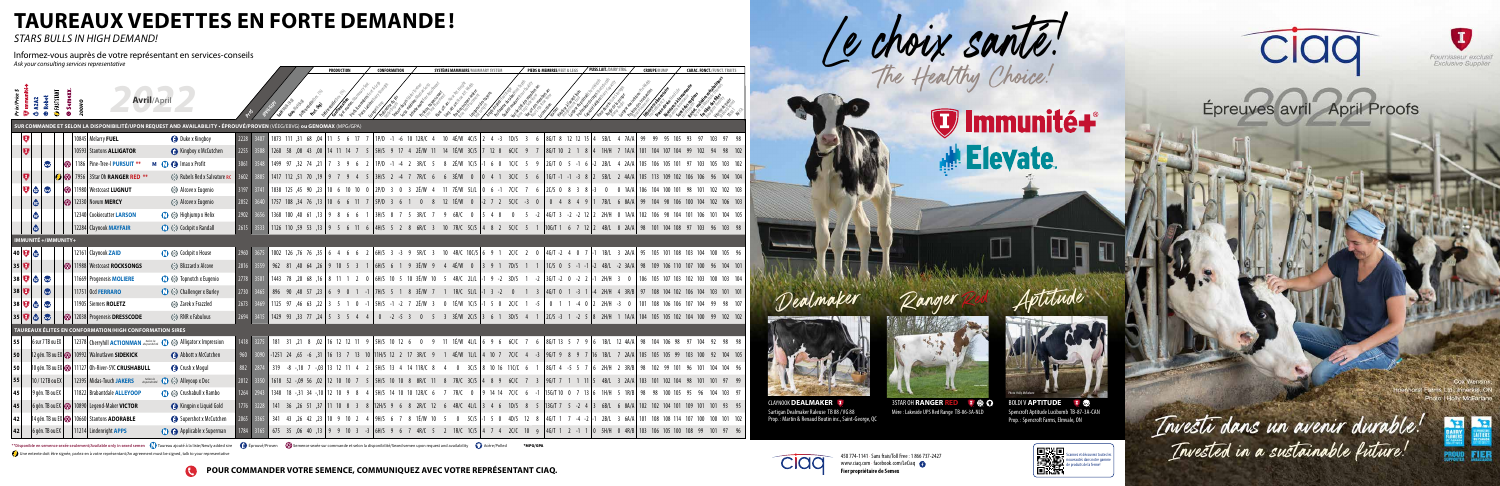# TAUREAUX VEDETTES EN FORTE DEMANDE!

*STARS BULLS IN HIGH DEMAND!*

Informez-vous auprès de votre représentant en services-conseils
*Ask your consulting services representative*

## 2022 Avril/April

| Code | Taureau | Père x Père de mère | IPV | | Production | Conformation | | | Système mammaire / Mammary system | | Pieds & membres / Feet & legs | Profil santé | Campus | Caract. fonct. / Funct. traits |
|---|---|---|---|---|---|---|---|---|---|---|---|---|---|---|
| **SUR COMMANDE ET SELON LA DISPONIBILITÉ/UPON REQUEST AND AVAILABILITY - ÉPROUVÉ/PROVEN (VEDG/GEVG ou GENOMAX (MPG/GPA)** | | | | | | | | | | | | | | |
| 10845 | Mellarry **PUEL** | Duke x Kingboy | 2226 | 3487 | 1873 111 .31 68 .04 | 11 5 6 17 7 | 19/D -1 -6 10 128/C 4 | 10 4E/W 4C/S | 2 4 -3 1D/S 3 | 6 | 8E/T 8 12 12 15 4 | 5B/L 4 7A/M | 99 99 95 103 93 97 103 97 98 | |
| 10593 | Stantons **ALLIGATOR** | Kingboy x McCutchen | 2255 | 3580 | 1268 58 .08 43 .08 | 14 11 14 7 5 | 5H/S 9 17 4 2E/W 11 | 14 7E/W 3C/S | 7 12 8 6C/S 9 | 7 | 8E/T 10 2 1 8 4 | 1H/N 7 1A/M | 101 104 107 104 99 102 94 98 102 | |
| 11186 | Pine-Tree-I **PURSUIT** ** | Imax x Profit | 3061 | 3548 | 1499 97 .32 74 .21 | 7 3 9 6 2 | 7P/D -1 -4 2 3R/C 5 | 8 2E/W 1C/S | 1 6 8 1C/C 5 | 9 | 2E/T 0 5 -1 6 -2 | 2B/L 4 2A/N | 105 106 105 101 97 103 105 103 102 | |
| 7956 | 3Star Oh **RANGER RED** ** | Rubels Red x Salvatore RC | 3002 | 3080 | 1417 112 .51 70 .19 | 9 7 9 4 5 | 3H/S 2 -4 7 7R/C 6 | 6 3E/W 8 | 0 4 1 3C/S 5 | 6 | 1E/T -1 -1 -3 8 3 | 5B/L 2 4A/N | 105 113 109 102 106 106 96 104 104 | |
| 11988 | Westcoast **LUGNUT** | Alcove x Eugenio | 3197 | 3741 | 1838 125 .45 90 .23 | 10 6 10 10 0 | 2P/D 3 0 3 2E/W 4 | 11 7E/W SL/L | 0 6 -1 7C/C 7 | 6 | 2C/S 0 8 3 8 3 | 0 8 1A/N | 106 104 100 101 98 101 102 102 103 | |
| 12130 | Nowin **MERCY** | Alcove x Eugenio | 2852 | 3640 | 1757 108 .24 76 .13 | 10 6 6 11 7 | 3P/D 3 6 1 0 | 8 12 1E/W 0 | -2 7 2 5C/C -3 | 0 | 8 4 8 4 9 1 | 7B/L 6 0A/N | 99 104 98 106 100 104 102 106 103 | |
| 12340 | Cookiecutter **LARSON** | Highjump x Helix | 2902 | 3656 | 1368 100 .40 61 .13 | 9 8 6 6 1 | 5H/S 8 7 5 3R/C 7 | 9 6R/C 0 | 5 4 8 0 5 | -2 | 4E/T 3 -2 -2 12 2 | 2H/N 8 1A/M | 102 106 99 104 101 106 101 104 105 | |
| 12284 | Claynook **MAYFAIR** | Cookiepit x Randall | 2615 | 3531 | 1126 110 .59 53 .13 | 9 3 6 11 6 | 3H/S 5 2 8 4R/C 3 | 10 7R/C 5C/S | 4 8 2 5C/C 5 | 1 | 10G/T 1 6 7 12 2 | 4B/L 8 4A/N | 98 101 104 108 97 103 96 103 98 | |
| **IMMUNITÉ+/IMMUNITY+** | | | | | | | | | | | | | | |
| 12161 | Claynook **ZAID** | Cookpit x House | 2960 | 3675 | 1802 126 .26 76 .25 | 6 4 6 6 2 | 6H/S 3 -3 9 5R/C 3 | 10 4R/C 10C/S | 6 9 1 2C/C 2 | 0 | 4E/T -2 4 8 7 2 | 1B/L 3 2A/N | 95 105 101 108 103 104 108 105 96 | |
| 11988 | Westcoast **ROCKSONGS** | Blizzard x Alcove | 2816 | 3539 | 962 87 .48 64 .26 | 9 10 5 3 1 | 6H/S 6 1 9 3E/W 9 | 4 4E/W 0 | 3 9 1 7D/S 1 | 1 | 1C/S 0 5 -1 -1 -2 | 4B/L 2 3A/N | 98 109 106 110 107 108 96 104 101 | |
| 11669 | Progenesis **MOLIERE** | Topnotch x Eugenio | 2778 | 3581 | 1463 78 .28 60 .16 | 8 11 1 2 0 | 6H/S 10 5 10 3E/W 10 | 5 4E/C 2L/L | 1 9 -2 3D/S 1 | -2 | 3E/T -2 0 -2 2 -1 | 2H/N 3 0 | 106 105 107 103 102 103 108 103 104 | |
| 11751 | Ocd **FERNANDO** | Challenger x Burley | 2730 | 3465 | 896 90 .48 57 .23 | 6 9 8 1 -1 | 7H/S 5 1 8 3E/W 7 | 1 1R/C SL/L | -1 3 -2 0 1 | 3 | 4E/T 0 1 -1 1 -4 | 2H/N 4 3B/B | 97 108 104 102 106 104 103 101 101 | |
| 11905 | Siemers **ROLETZ** | Zarek x Frazzled | 2673 | 3449 | 1125 97 .46 63 .22 | 3 5 1 0 -1 | 5H/S -1 -2 7 2E/W 3 | 8 1E/W 1C/S | 1 5 8 2C/C 1 | -5 | 0 1 1 -4 0 2 | 2H/N -3 0 | 101 106 106 106 107 104 99 98 107 | |
| 12030 | Progenesis **DRESSCODE** | KHR x Fabulous | 2694 | 3415 | 1429 93 .33 77 .24 | 5 3 5 4 4 | 0 -2 -5 3 0 5 | 3 3E/W 2C/S | 3 6 1 3D/S 4 | 1 | 2C/S -3 1 -2 5 8 | 2H/N 1 1A/M | 104 105 105 102 104 100 99 102 102 | |
| **TAUREAUX ÉLITES EN CONFORMATION HIGH CONFORMATION SIRES** | | | | | | | | | | | | | | |
| 12379 | Cherrylill **ACTIONMAN** (6 sur 7 TB ou EX) | Alligator x Impression | 1418 | 3271 | 781 31 .21 8 .02 | 16 12 12 11 9 | 5H/S 10 12 6 0 9 | 11 1E/W 4L/L | 6 9 6 6C/C 7 | 6 | 8E/T 13 5 7 9 6 | 1B/L 12 4A/N | 98 104 106 98 97 104 92 98 98 | |
| 10992 | Walnutlawn **SIDEKICK** (12 sur 78 ou EX) | Abbott x McCutchen | 960 | 3090 | 1253 24 .65 -6 .31 | 16 13 7 13 10 | 11H/S 12 2 17 3R/C 9 | 1 4E/W 1L/L | 4 10 7 7C/C 4 | -3 | 9E/T 9 8 9 7 16 | 1B/L 7 2A/N | 103 105 105 99 103 100 92 104 100 | |
| 11127 | Oh-River-SYC **CRUSHABULL** (18 sur 78 ou EX) | Crush x Mogul | 882 | 2874 | 319 -8 -.18 7 -.03 | 13 12 11 4 2 | 5H/S 13 4 14 11R/C 8 | 4 8 3C/S | 8 10 16 11C/C 6 | 1 | 8E/T 4 -5 5 7 6 | 2H/N 2 3B/B | 98 102 99 101 96 101 104 104 96 | |
| 12395 | Midas-Touch **JAKERS** (12 /12 TB ou EX) | Alleyoop x Doc | 2012 | 3350 | 1618 52 .09 56 .02 | 12 10 10 7 5 | 5H/S 10 10 8 8R/C 11 | 8 7R/C 3C/S | 8 9 6C/C 7 | 3 | 9E/T 7 1 1 11 5 | 4B/L 3 2A/N | 103 101 102 104 98 101 101 97 97 | |
| 11822 | Brabantdale **ALLEYOOP** (9 plus 78 ou EX) | Crushabull x Rambo | 1264 | 2943 | 1348 18 -.31 34 -.18 | 12 10 9 8 4 | 5H/S 14 10 18 12R/C 6 | 7 7R/C 0 | 9 14 14 7C/C 6 | -1 | 15G/T 10 0 7 13 6 | 1H/N 5 1B/B | 98 98 100 105 95 96 104 103 97 | |
| 10898 | Legend-Maker **VICTOR** (6 plus 78 ou EX) | Kingpin x Liquid Gold | 1776 | 3228 | 141 36 .26 51 .37 | 11 10 8 3 8 | 12H/S 9 6 8 2R/C 12 | 6 4R/C 4L/L | 3 4 6 1D/S 8 | 8 | 13G/T 7 5 -2 4 3 | 6B/L 6 0A/N | 102 102 104 109 101 101 95 95 95 | |
| 10668 | Stantons **ADORABLE** (14 plus 78 ou EX) | Supershot x McCutchen | 2365 | 3167 | 341 43 .26 43 .23 | 10 9 10 2 4 | 9H/S 6 7 8 1E/W 10 | 5 8 5C/S | 1 5 8 4D/S 12 | 8 | 4E/T 1 7 -4 -2 1 | 2B/L 3 6A/N | 101 100 108 114 107 108 100 101 96 | |
| 11214 | Lindenright **APPS** (6 plus 78 ou EX) | Applicable x Superman | 1784 | 3165 | 675 35 .06 40 .13 | 9 9 10 3 -3 | 6H/S 9 6 7 4R/C 5 | 4 7 4 2C/C 10 | 9 | 4E/T 1 2 -1 1 0 | 5H/N 8 4B/B | 103 106 105 100 108 99 101 97 96 | | |

*Disponible en semence sexée seulement/Available only in sexed semen · Taureau ajouté à la liste/Newly added sire · Éprouvé/Proven · Semence vendue sur commande et selon la disponibilité/Semen sold upon request and availability · Autre/Polled · *IVP/LPI

Une entente doit être signée, parlez-en à votre représentant/An agreement must be signed, talk to your representative

**POUR COMMANDER VOTRE SEMENCE, COMMUNIQUEZ AVEC VOTRE REPRÉSENTANT CIAQ.**

# Le choix santé!
*The Healthy Choice!*

Immunité+
Elevate.

Dealmaker · Ranger Red · Aptitude

CLAYNOOK **DEALMAKER**
Sartigan Dealmaker Rabeuse TB 88 / VG 88
Prop.: Martin & Renaud Boutin inc., Saint-George, QC

3STAR OH **RANGER RED**
Mère: Lakeside LPS Red Range TB-86-3A-NLD

BOLD Y **APTITUDE**
Spencroft Aptitude Lucinoma TB 87-3A-CAN
Prop.: Spencroft Farms, Elmvale, ON

ciaq
Fournisseur exclusif
Exclusive Supplier

## Épreuves avril 2022 April Proofs

*Investi dans un avenir durable!*
*Invested in a sustainable future!*

450 774-1141 · Sans frais/Toll free: 1 866 737-2427
www.ciaq.com · facebook.com/leCiaq
**Fier propriétaire de Semex**